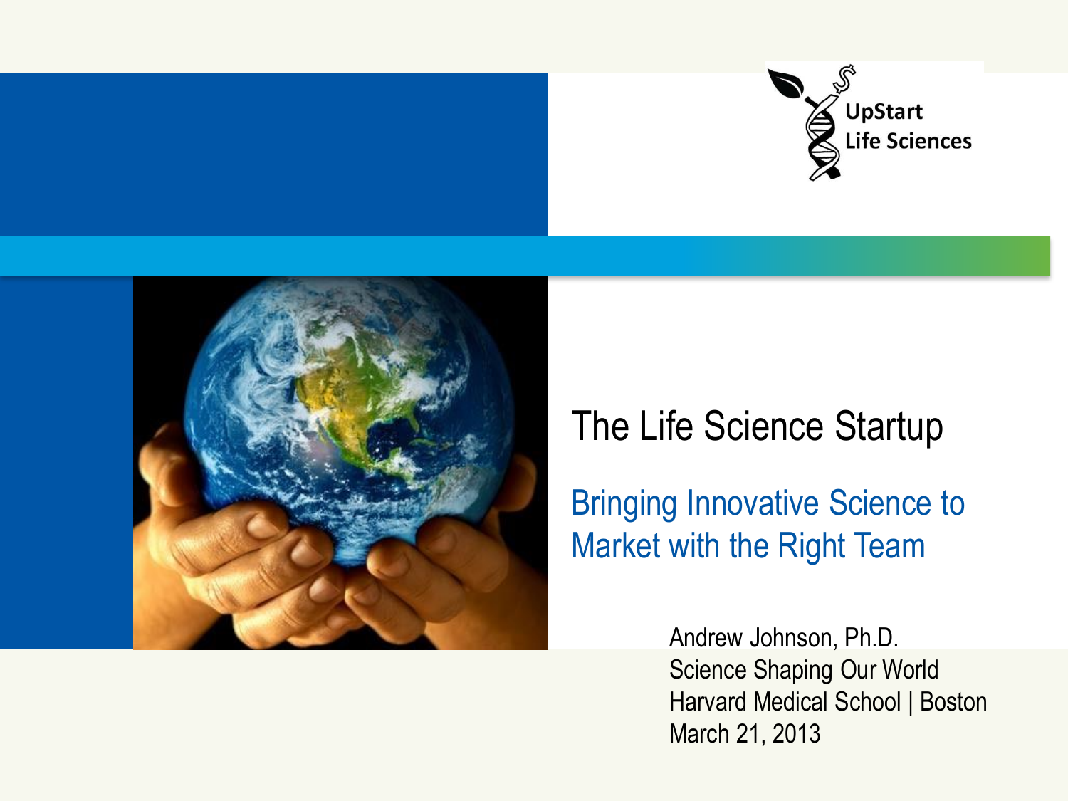UpStart Life Sciences

# The Life Science Startup

## Bringing Innovative Science to Market with the Right Team

Andrew Johnson, Ph.D.
Science Shaping Our World
Harvard Medical School | Boston
March 21, 2013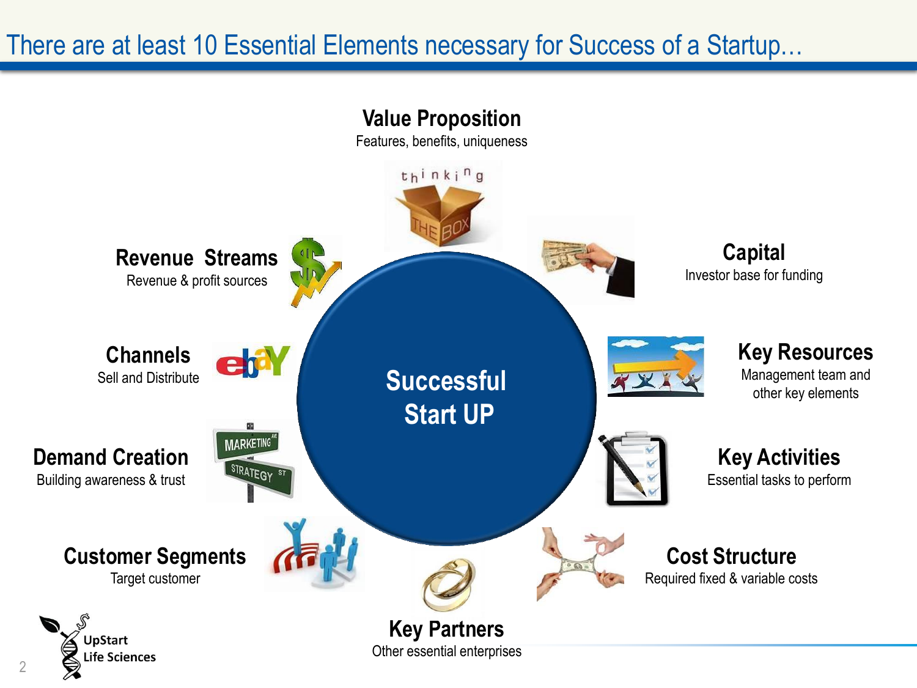# There are at least 10 Essential Elements necessary for Success of a Startup…

**Successful Start UP**

- **Value Proposition** – Features, benefits, uniqueness
- **Capital** – Investor base for funding
- **Key Resources** – Management team and other key elements
- **Key Activities** – Essential tasks to perform
- **Cost Structure** – Required fixed & variable costs
- **Key Partners** – Other essential enterprises
- **Customer Segments** – Target customer
- **Demand Creation** – Building awareness & trust
- **Channels** – Sell and Distribute
- **Revenue Streams** – Revenue & profit sources

UpStart Life Sciences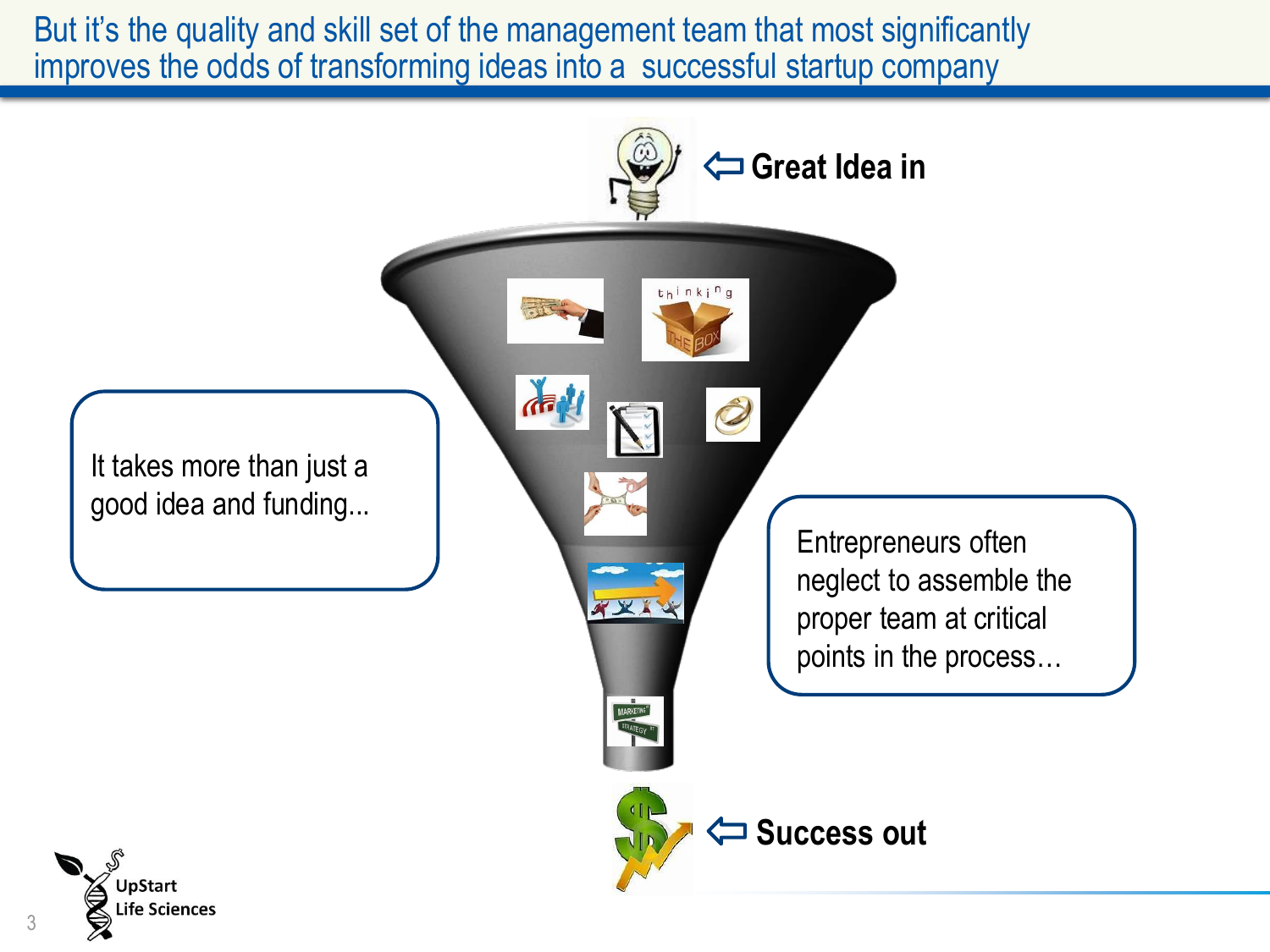# But it's the quality and skill set of the management team that most significantly improves the odds of transforming ideas into a successful startup company

**Great Idea in**

It takes more than just a good idea and funding...

Entrepreneurs often neglect to assemble the proper team at critical points in the process…

**Success out**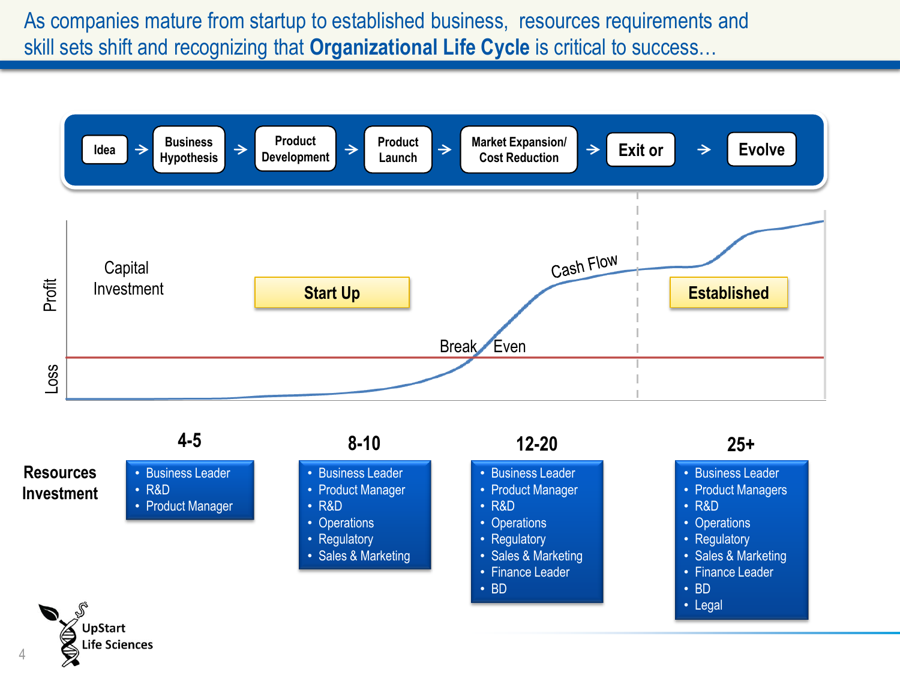# As companies mature from startup to established business, resources requirements and skill sets shift and recognizing that **Organizational Life Cycle** is critical to success…

Idea → Business Hypothesis → Product Development → Product Launch → Market Expansion/ Cost Reduction → Exit or → Evolve

Profit / Loss

Capital Investment

**Start Up**

Break Even

Cash Flow

**Established**

**Resources Investment**

| 4-5 | 8-10 | 12-20 | 25+ |
|---|---|---|---|
| • Business Leader<br>• R&D<br>• Product Manager | • Business Leader<br>• Product Manager<br>• R&D<br>• Operations<br>• Regulatory<br>• Sales & Marketing | • Business Leader<br>• Product Manager<br>• R&D<br>• Operations<br>• Regulatory<br>• Sales & Marketing<br>• Finance Leader<br>• BD | • Business Leader<br>• Product Managers<br>• R&D<br>• Operations<br>• Regulatory<br>• Sales & Marketing<br>• Finance Leader<br>• BD<br>• Legal |

UpStart Life Sciences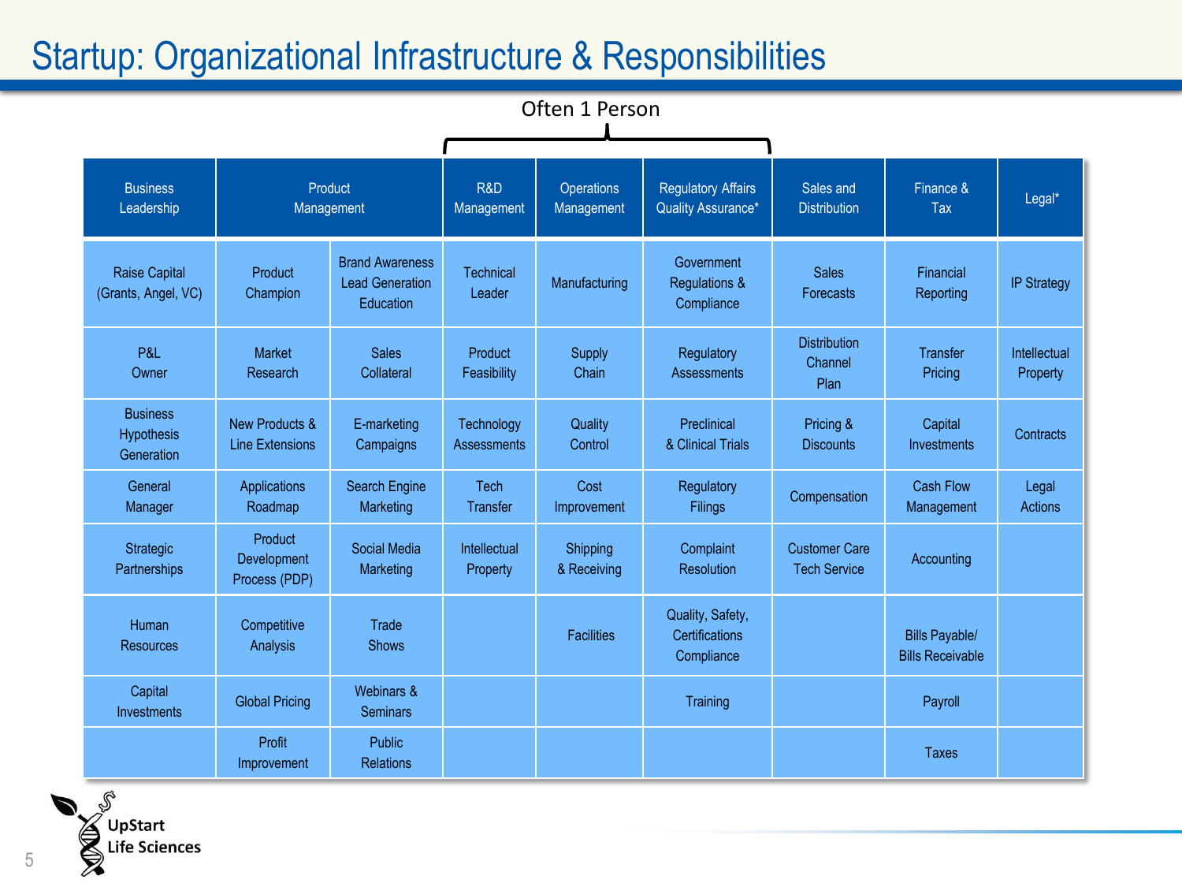# Startup: Organizational Infrastructure & Responsibilities

Often 1 Person (R&D Management, Operations Management, Regulatory Affairs Quality Assurance*)

| Business Leadership | Product Management | | R&D Management | Operations Management | Regulatory Affairs Quality Assurance* | Sales and Distribution | Finance & Tax | Legal* |
|---|---|---|---|---|---|---|---|---|
| Raise Capital (Grants, Angel, VC) | Product Champion | Brand Awareness Lead Generation Education | Technical Leader | Manufacturing | Government Regulations & Compliance | Sales Forecasts | Financial Reporting | IP Strategy |
| P&L Owner | Market Research | Sales Collateral | Product Feasibility | Supply Chain | Regulatory Assessments | Distribution Channel Plan | Transfer Pricing | Intellectual Property |
| Business Hypothesis Generation | New Products & Line Extensions | E-marketing Campaigns | Technology Assessments | Quality Control | Preclinical & Clinical Trials | Pricing & Discounts | Capital Investments | Contracts |
| General Manager | Applications Roadmap | Search Engine Marketing | Tech Transfer | Cost Improvement | Regulatory Filings | Compensation | Cash Flow Management | Legal Actions |
| Strategic Partnerships | Product Development Process (PDP) | Social Media Marketing | Intellectual Property | Shipping & Receiving | Complaint Resolution | Customer Care Tech Service | Accounting | |
| Human Resources | Competitive Analysis | Trade Shows | | Facilities | Quality, Safety, Certifications Compliance | | Bills Payable/ Bills Receivable | |
| Capital Investments | Global Pricing | Webinars & Seminars | | | Training | | Payroll | |
| | Profit Improvement | Public Relations | | | | | Taxes | |

UpStart Life Sciences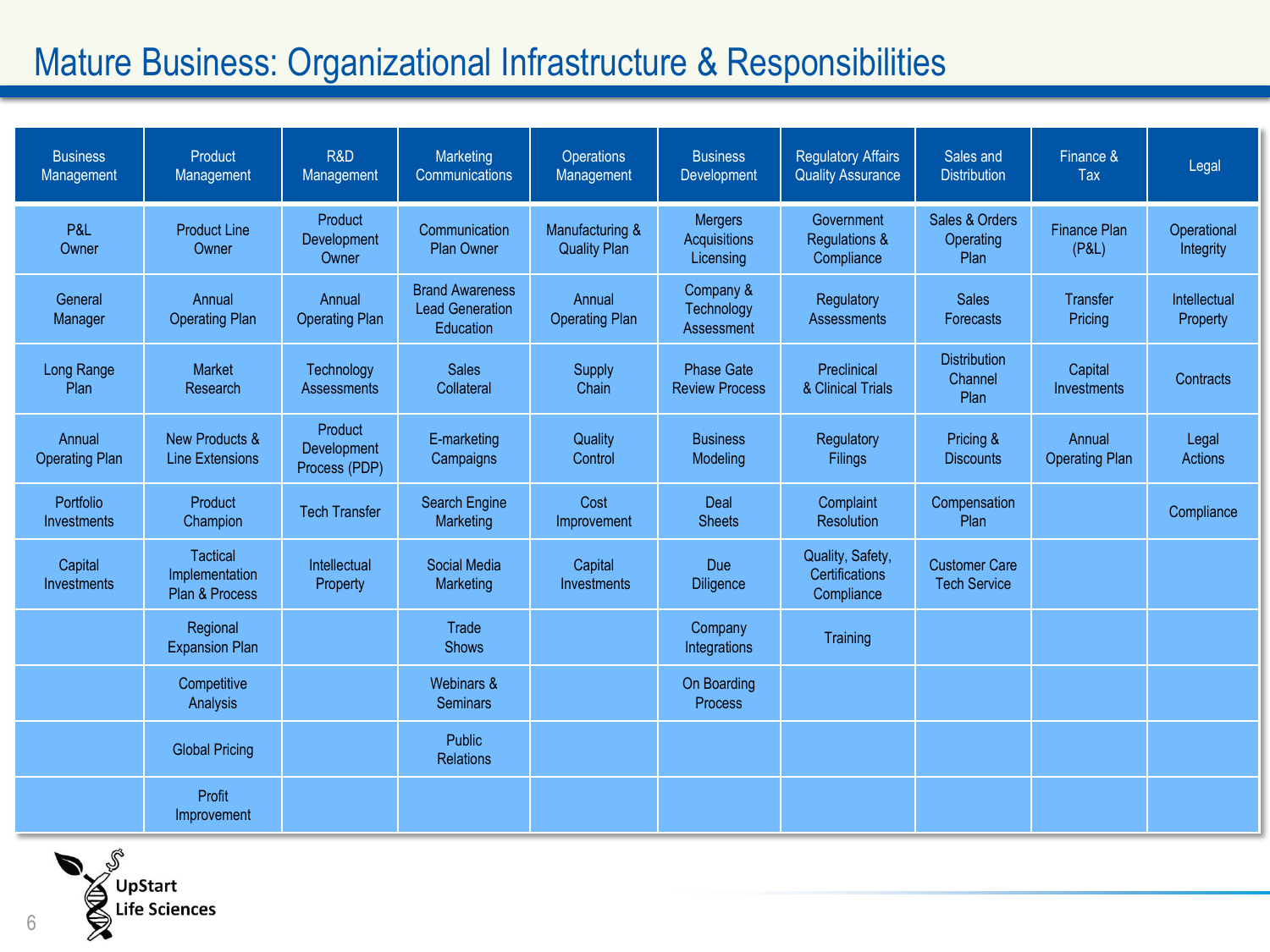# Mature Business: Organizational Infrastructure & Responsibilities

| Business Management | Product Management | R&D Management | Marketing Communications | Operations Management | Business Development | Regulatory Affairs Quality Assurance | Sales and Distribution | Finance & Tax | Legal |
|---|---|---|---|---|---|---|---|---|---|
| P&L Owner | Product Line Owner | Product Development Owner | Communication Plan Owner | Manufacturing & Quality Plan | Mergers Acquisitions Licensing | Government Regulations & Compliance | Sales & Orders Operating Plan | Finance Plan (P&L) | Operational Integrity |
| General Manager | Annual Operating Plan | Annual Operating Plan | Brand Awareness Lead Generation Education | Annual Operating Plan | Company & Technology Assessment | Regulatory Assessments | Sales Forecasts | Transfer Pricing | Intellectual Property |
| Long Range Plan | Market Research | Technology Assessments | Sales Collateral | Supply Chain | Phase Gate Review Process | Preclinical & Clinical Trials | Distribution Channel Plan | Capital Investments | Contracts |
| Annual Operating Plan | New Products & Line Extensions | Product Development Process (PDP) | E-marketing Campaigns | Quality Control | Business Modeling | Regulatory Filings | Pricing & Discounts | Annual Operating Plan | Legal Actions |
| Portfolio Investments | Product Champion | Tech Transfer | Search Engine Marketing | Cost Improvement | Deal Sheets | Complaint Resolution | Compensation Plan | | Compliance |
| Capital Investments | Tactical Implementation Plan & Process | Intellectual Property | Social Media Marketing | Capital Investments | Due Diligence | Quality, Safety, Certifications Compliance | Customer Care Tech Service | | |
| | Regional Expansion Plan | | Trade Shows | | Company Integrations | Training | | | |
| | Competitive Analysis | | Webinars & Seminars | | On Boarding Process | | | | |
| | Global Pricing | | Public Relations | | | | | | |
| | Profit Improvement | | | | | | | | |

UpStart Life Sciences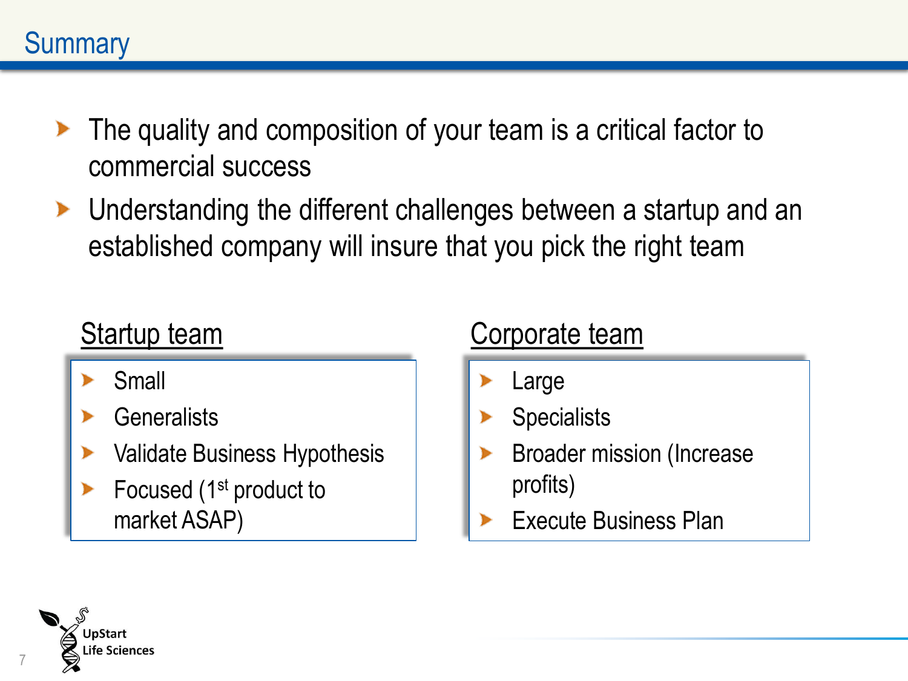# Summary

- The quality and composition of your team is a critical factor to commercial success
- Understanding the different challenges between a startup and an established company will insure that you pick the right team

## Startup team

- Small
- Generalists
- Validate Business Hypothesis
- Focused (1st product to market ASAP)

## Corporate team

- Large
- Specialists
- Broader mission (Increase profits)
- Execute Business Plan

UpStart Life Sciences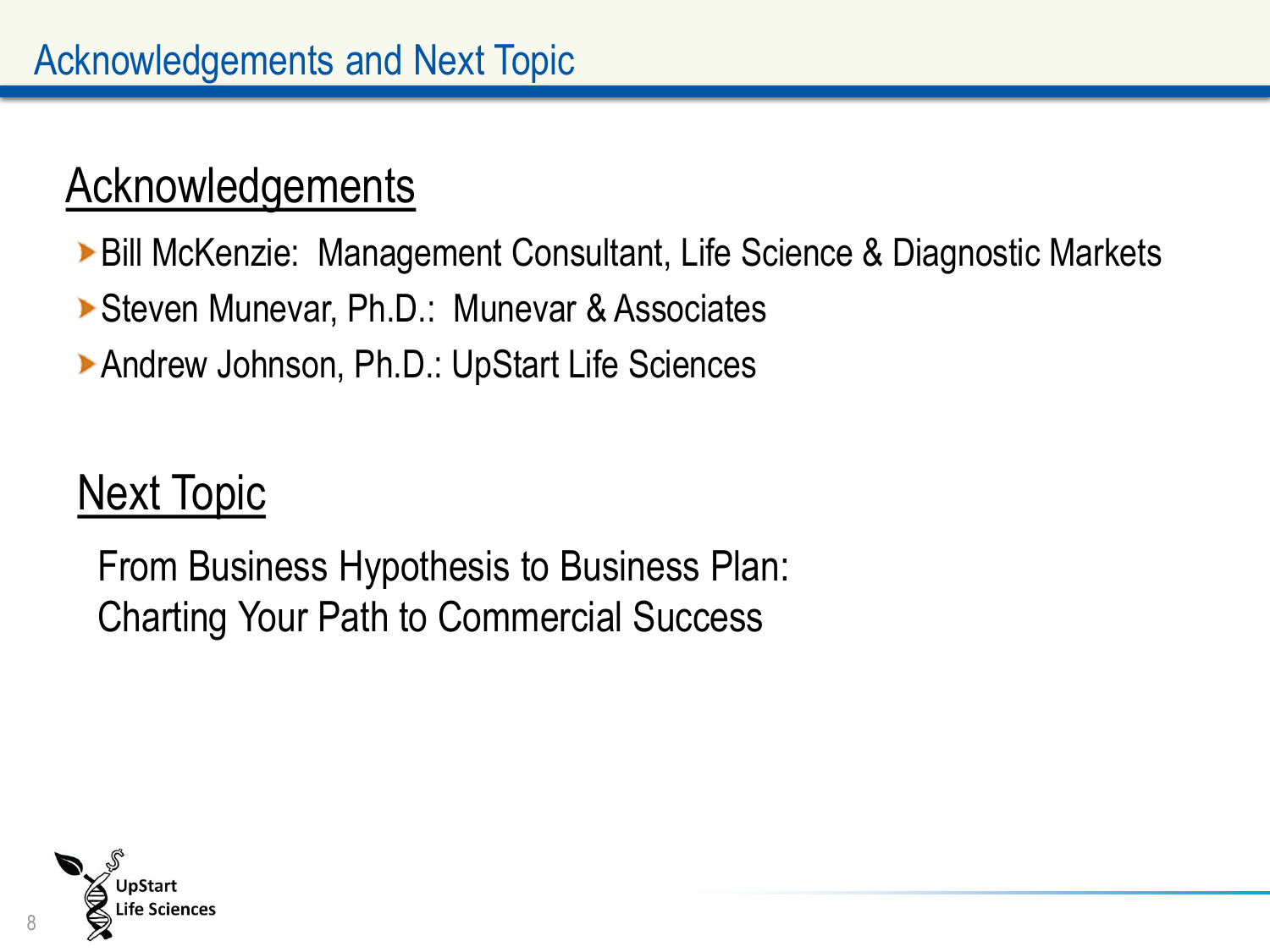# Acknowledgements and Next Topic

## Acknowledgements

- Bill McKenzie: Management Consultant, Life Science & Diagnostic Markets
- Steven Munevar, Ph.D.: Munevar & Associates
- Andrew Johnson, Ph.D.: UpStart Life Sciences

## Next Topic

From Business Hypothesis to Business Plan:
Charting Your Path to Commercial Success

UpStart Life Sciences